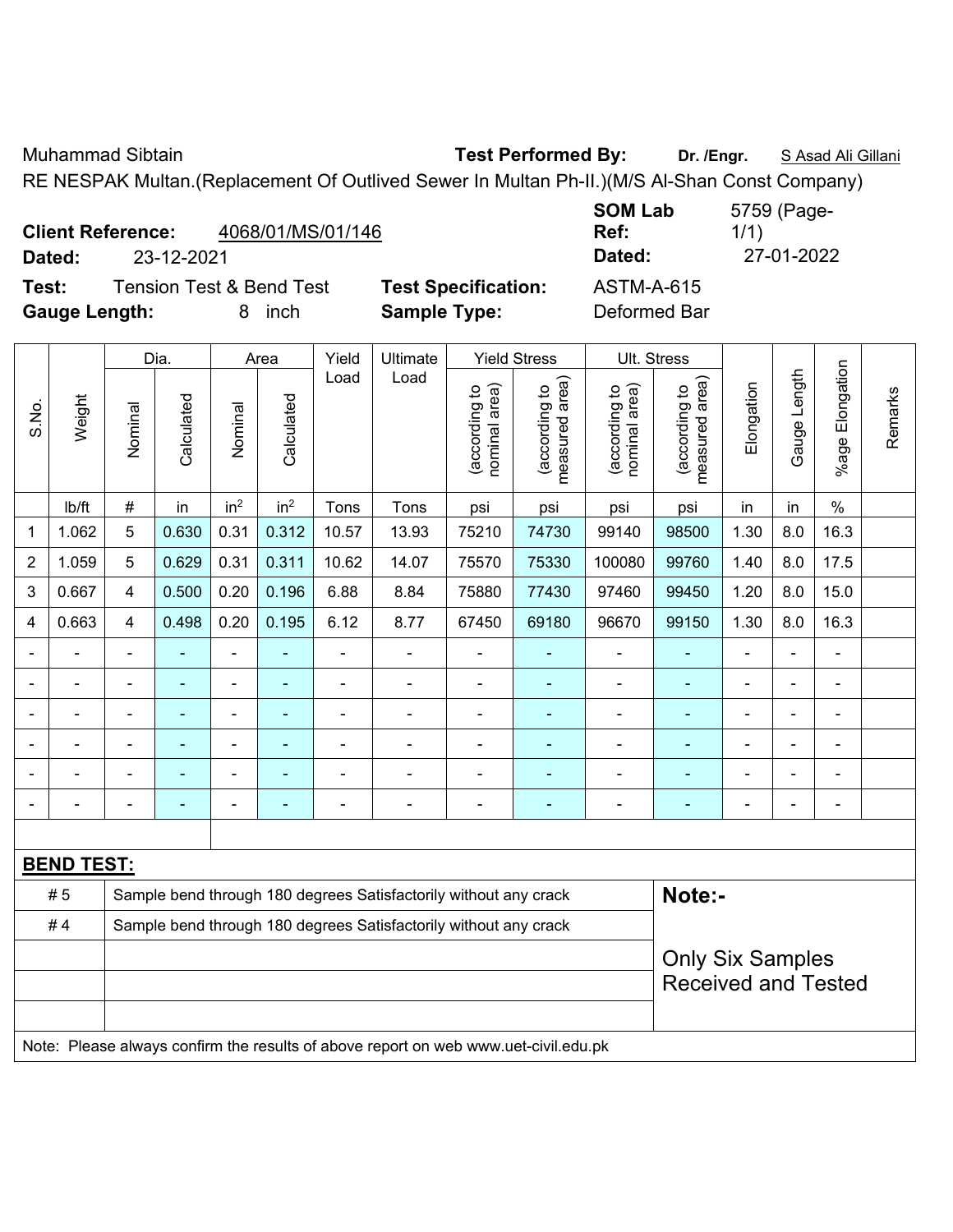Muhammad Sibtain **Test Performed By:** **Dr. /Engr.** S Asad Ali Gillani

RE NESPAK Multan.(Replacement Of Outlived Sewer In Multan Ph-II.)(M/S Al-Shan Const Company)

**Client Reference:** 4068/01/MS/01/146 **SOM Lab Ref:** 5759 (Page-1/1)

**Dated:** 23-12-2021 **Dated:** 27-01-2022

**Test:** Tension Test & Bend Test **Test Specification:** ASTM-A-615

**Gauge Length:** 8 inch **Sample Type:** Deformed Bar

| S.No. | Weight | Dia. | | Area | | Yield Load | Ultimate Load | Yield Stress | | Ult. Stress | | Elongation | Gauge Length | %age Elongation | Remarks |
|---|---|---|---|---|---|---|---|---|---|---|---|---|---|---|---|
| | | Nominal | Calculated | Nominal | Calculated | | | (according to nominal area) | (according to measured area) | (according to nominal area) | (according to measured area) | | | | |
| | lb/ft | # | in | in$^2$ | in$^2$ | Tons | Tons | psi | psi | psi | psi | in | in | % | |
| 1 | 1.062 | 5 | 0.630 | 0.31 | 0.312 | 10.57 | 13.93 | 75210 | 74730 | 99140 | 98500 | 1.30 | 8.0 | 16.3 | |
| 2 | 1.059 | 5 | 0.629 | 0.31 | 0.311 | 10.62 | 14.07 | 75570 | 75330 | 100080 | 99760 | 1.40 | 8.0 | 17.5 | |
| 3 | 0.667 | 4 | 0.500 | 0.20 | 0.196 | 6.88 | 8.84 | 75880 | 77430 | 97460 | 99450 | 1.20 | 8.0 | 15.0 | |
| 4 | 0.663 | 4 | 0.498 | 0.20 | 0.195 | 6.12 | 8.77 | 67450 | 69180 | 96670 | 99150 | 1.30 | 8.0 | 16.3 | |
| - | - | - | - | - | - | - | - | - | - | - | - | - | - | - | |
| - | - | - | - | - | - | - | - | - | - | - | - | - | - | - | |
| - | - | - | - | - | - | - | - | - | - | - | - | - | - | - | |
| - | - | - | - | - | - | - | - | - | - | - | - | - | - | - | |
| - | - | - | - | - | - | - | - | - | - | - | - | - | - | - | |
| - | - | - | - | - | - | - | - | - | - | - | - | - | - | - | |

**BEND TEST:**

| | | |
|---|---|---|
| # 5 | Sample bend through 180 degrees Satisfactorily without any crack | **Note:-** |
| # 4 | Sample bend through 180 degrees Satisfactorily without any crack | |
| | | Only Six Samples Received and Tested |

Note: Please always confirm the results of above report on web www.uet-civil.edu.pk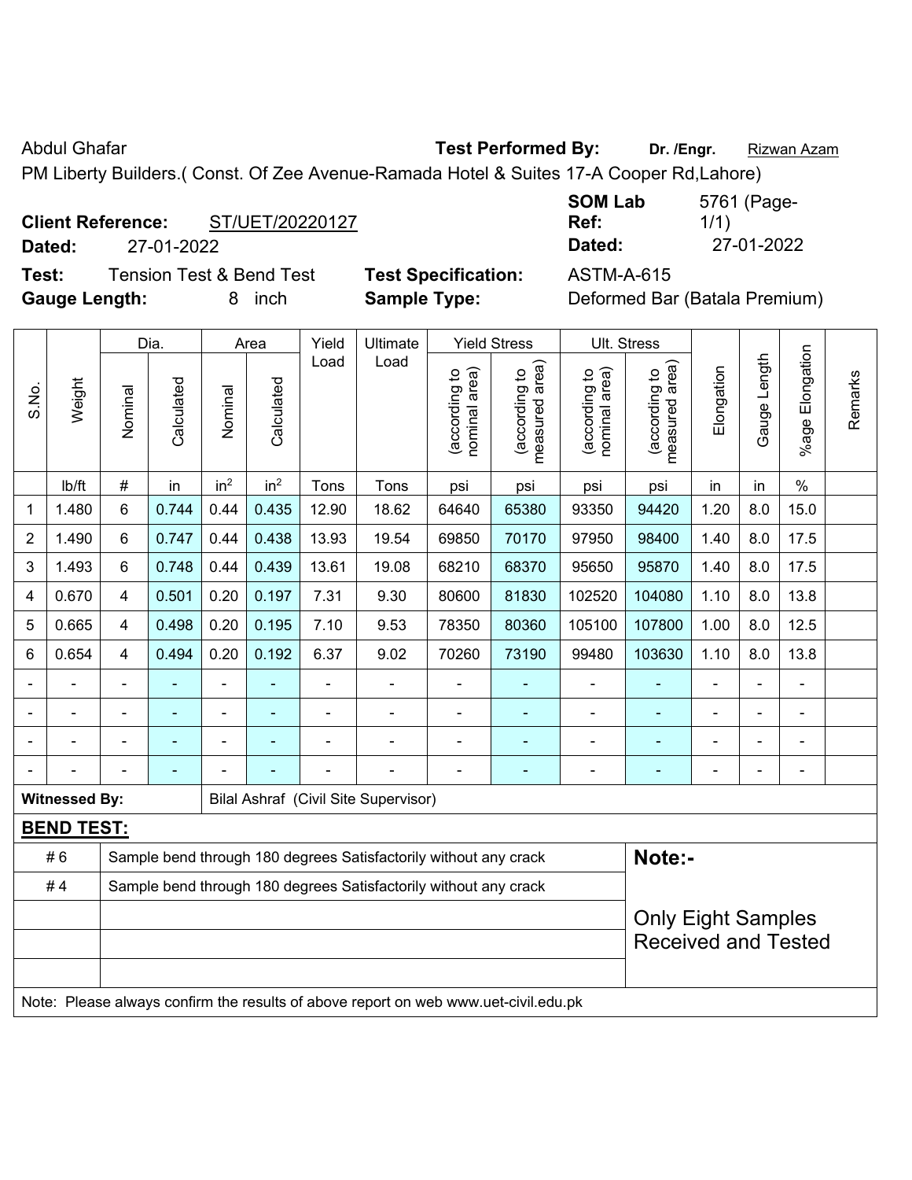Abdul Ghafar **Test Performed By:** **Dr. /Engr.** Rizwan Azam

PM Liberty Builders.( Const. Of Zee Avenue-Ramada Hotel & Suites 17-A Cooper Rd,Lahore)

**Client Reference:** ST/UET/20220127 **SOM Lab Ref:** 5761 (Page- 1/1)

**Dated:** 27-01-2022 **Dated:** 27-01-2022

**Test:** Tension Test & Bend Test **Test Specification:** ASTM-A-615

**Gauge Length:** 8 inch **Sample Type:** Deformed Bar (Batala Premium)

| S.No. | Weight | Dia. | | Area | | Yield Load | Ultimate Load | Yield Stress | | Ult. Stress | | Elongation | Gauge Length | %age Elongation | Remarks |
|---|---|---|---|---|---|---|---|---|---|---|---|---|---|---|---|
| | | Nominal | Calculated | Nominal | Calculated | | | (according to nominal area) | (according to measured area) | (according to nominal area) | (according to measured area) | | | | |
| | lb/ft | # | in | in$^2$ | in$^2$ | Tons | Tons | psi | psi | psi | psi | in | in | % | |
| 1 | 1.480 | 6 | 0.744 | 0.44 | 0.435 | 12.90 | 18.62 | 64640 | 65380 | 93350 | 94420 | 1.20 | 8.0 | 15.0 | |
| 2 | 1.490 | 6 | 0.747 | 0.44 | 0.438 | 13.93 | 19.54 | 69850 | 70170 | 97950 | 98400 | 1.40 | 8.0 | 17.5 | |
| 3 | 1.493 | 6 | 0.748 | 0.44 | 0.439 | 13.61 | 19.08 | 68210 | 68370 | 95650 | 95870 | 1.40 | 8.0 | 17.5 | |
| 4 | 0.670 | 4 | 0.501 | 0.20 | 0.197 | 7.31 | 9.30 | 80600 | 81830 | 102520 | 104080 | 1.10 | 8.0 | 13.8 | |
| 5 | 0.665 | 4 | 0.498 | 0.20 | 0.195 | 7.10 | 9.53 | 78350 | 80360 | 105100 | 107800 | 1.00 | 8.0 | 12.5 | |
| 6 | 0.654 | 4 | 0.494 | 0.20 | 0.192 | 6.37 | 9.02 | 70260 | 73190 | 99480 | 103630 | 1.10 | 8.0 | 13.8 | |
| - | - | - | - | - | - | - | - | - | - | - | - | - | - | - | |
| - | - | - | - | - | - | - | - | - | - | - | - | - | - | - | |
| - | - | - | - | - | - | - | - | - | - | - | - | - | - | - | |
| - | - | - | - | - | - | - | - | - | - | - | - | - | - | - | |

**Witnessed By:** Bilal Ashraf (Civil Site Supervisor)

**BEND TEST:**

| | | |
|---|---|---|
| # 6 | Sample bend through 180 degrees Satisfactorily without any crack | **Note:-** |
| # 4 | Sample bend through 180 degrees Satisfactorily without any crack | Only Eight Samples Received and Tested |

Note: Please always confirm the results of above report on web www.uet-civil.edu.pk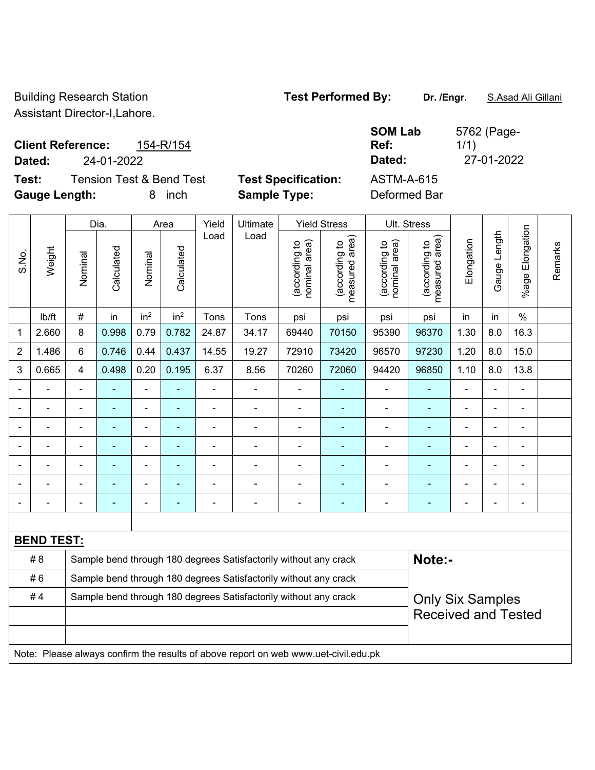Building Research Station
Assistant Director-I,Lahore.

**Test Performed By:** **Dr. /Engr.** S.Asad Ali Gillani

**Client Reference:** 154-R/154

**Dated:** 24-01-2022

**SOM Lab Ref:** 5762 (Page-1/1)

**Dated:** 27-01-2022

**Test:** Tension Test & Bend Test

**Test Specification:** ASTM-A-615

**Gauge Length:** 8 inch

**Sample Type:** Deformed Bar

| S.No. | Weight | Dia. | | Area | | Yield Load | Ultimate Load | Yield Stress | | Ult. Stress | | Elongation | Gauge Length | %age Elongation | Remarks |
|---|---|---|---|---|---|---|---|---|---|---|---|---|---|---|---|
| | | Nominal | Calculated | Nominal | Calculated | | | (according to nominal area) | (according to measured area) | (according to nominal area) | (according to measured area) | | | | |
| | lb/ft | # | in | $in^2$ | $in^2$ | Tons | Tons | psi | psi | psi | psi | in | in | % | |
| 1 | 2.660 | 8 | 0.998 | 0.79 | 0.782 | 24.87 | 34.17 | 69440 | 70150 | 95390 | 96370 | 1.30 | 8.0 | 16.3 | |
| 2 | 1.486 | 6 | 0.746 | 0.44 | 0.437 | 14.55 | 19.27 | 72910 | 73420 | 96570 | 97230 | 1.20 | 8.0 | 15.0 | |
| 3 | 0.665 | 4 | 0.498 | 0.20 | 0.195 | 6.37 | 8.56 | 70260 | 72060 | 94420 | 96850 | 1.10 | 8.0 | 13.8 | |
| - | - | - | - | - | - | - | - | - | - | - | - | - | - | - | |
| - | - | - | - | - | - | - | - | - | - | - | - | - | - | - | |
| - | - | - | - | - | - | - | - | - | - | - | - | - | - | - | |
| - | - | - | - | - | - | - | - | - | - | - | - | - | - | - | |
| - | - | - | - | - | - | - | - | - | - | - | - | - | - | - | |
| - | - | - | - | - | - | - | - | - | - | - | - | - | - | - | |
| - | - | - | - | - | - | - | - | - | - | - | - | - | - | - | |

**BEND TEST:**

| | | |
|---|---|---|
| # 8 | Sample bend through 180 degrees Satisfactorily without any crack | **Note:-** |
| # 6 | Sample bend through 180 degrees Satisfactorily without any crack | |
| # 4 | Sample bend through 180 degrees Satisfactorily without any crack | Only Six Samples Received and Tested |

Note: Please always confirm the results of above report on web www.uet-civil.edu.pk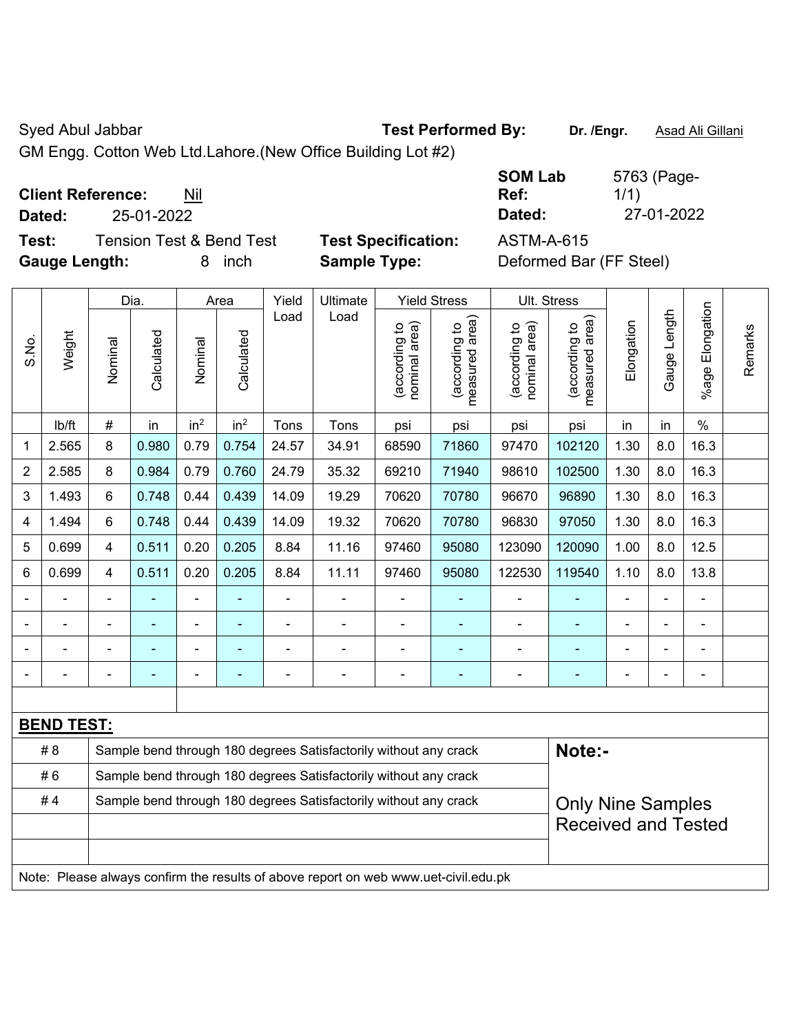Syed Abul Jabbar **Test Performed By:** **Dr. /Engr.** Asad Ali Gillani

GM Engg. Cotton Web Ltd.Lahore.(New Office Building Lot #2)

**Client Reference:** Nil **SOM Lab Ref:** 5763 (Page-1/1)

**Dated:** 25-01-2022 **Dated:** 27-01-2022

**Test:** Tension Test & Bend Test **Test Specification:** ASTM-A-615

**Gauge Length:** 8 inch **Sample Type:** Deformed Bar (FF Steel)

| S.No. | Weight | Dia. | | Area | | Yield Load | Ultimate Load | Yield Stress | | Ult. Stress | | Elongation | Gauge Length | %age Elongation | Remarks |
|---|---|---|---|---|---|---|---|---|---|---|---|---|---|---|---|
| | | Nominal | Calculated | Nominal | Calculated | | | (according to nominal area) | (according to measured area) | (according to nominal area) | (according to measured area) | | | | |
| | lb/ft | # | in | $in^2$ | $in^2$ | Tons | Tons | psi | psi | psi | psi | in | in | % | |
| 1 | 2.565 | 8 | 0.980 | 0.79 | 0.754 | 24.57 | 34.91 | 68590 | 71860 | 97470 | 102120 | 1.30 | 8.0 | 16.3 | |
| 2 | 2.585 | 8 | 0.984 | 0.79 | 0.760 | 24.79 | 35.32 | 69210 | 71940 | 98610 | 102500 | 1.30 | 8.0 | 16.3 | |
| 3 | 1.493 | 6 | 0.748 | 0.44 | 0.439 | 14.09 | 19.29 | 70620 | 70780 | 96670 | 96890 | 1.30 | 8.0 | 16.3 | |
| 4 | 1.494 | 6 | 0.748 | 0.44 | 0.439 | 14.09 | 19.32 | 70620 | 70780 | 96830 | 97050 | 1.30 | 8.0 | 16.3 | |
| 5 | 0.699 | 4 | 0.511 | 0.20 | 0.205 | 8.84 | 11.16 | 97460 | 95080 | 123090 | 120090 | 1.00 | 8.0 | 12.5 | |
| 6 | 0.699 | 4 | 0.511 | 0.20 | 0.205 | 8.84 | 11.11 | 97460 | 95080 | 122530 | 119540 | 1.10 | 8.0 | 13.8 | |
| - | - | - | - | - | - | - | - | - | - | - | - | - | - | - | |
| - | - | - | - | - | - | - | - | - | - | - | - | - | - | - | |
| - | - | - | - | - | - | - | - | - | - | - | - | - | - | - | |
| - | - | - | - | - | - | - | - | - | - | - | - | - | - | - | |

**BEND TEST:**

| | | |
|---|---|---|
| # 8 | Sample bend through 180 degrees Satisfactorily without any crack | **Note:-** |
| # 6 | Sample bend through 180 degrees Satisfactorily without any crack | |
| # 4 | Sample bend through 180 degrees Satisfactorily without any crack | Only Nine Samples Received and Tested |

Note: Please always confirm the results of above report on web www.uet-civil.edu.pk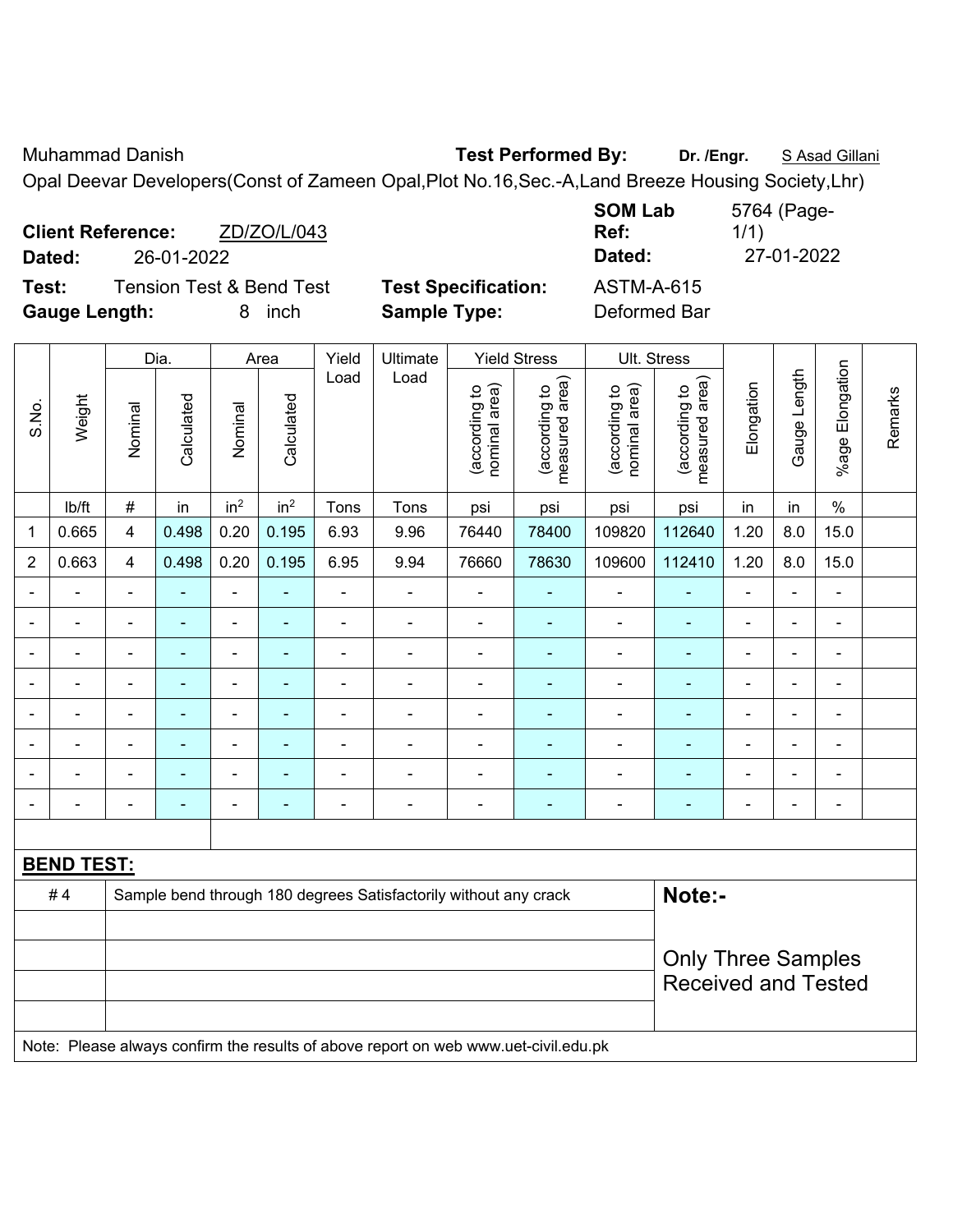Muhammad Danish **Test Performed By:** **Dr. /Engr.** S Asad Gillani

Opal Deevar Developers(Const of Zameen Opal,Plot No.16,Sec.-A,Land Breeze Housing Society,Lhr)

**Client Reference:** ZD/ZO/L/043 **SOM Lab Ref:** 5764 (Page-1/1)

**Dated:** 26-01-2022 **Dated:** 27-01-2022

**Test:** Tension Test & Bend Test **Test Specification:** ASTM-A-615

**Gauge Length:** 8 inch **Sample Type:** Deformed Bar

| S.No. | Weight | Dia. | | Area | | Yield Load | Ultimate Load | Yield Stress | | Ult. Stress | | Elongation | Gauge Length | %age Elongation | Remarks |
|---|---|---|---|---|---|---|---|---|---|---|---|---|---|---|---|
| | | Nominal | Calculated | Nominal | Calculated | | | (according to nominal area) | (according to measured area) | (according to nominal area) | (according to measured area) | | | | |
| | lb/ft | # | in | in$^2$ | in$^2$ | Tons | Tons | psi | psi | psi | psi | in | in | % | |
| 1 | 0.665 | 4 | 0.498 | 0.20 | 0.195 | 6.93 | 9.96 | 76440 | 78400 | 109820 | 112640 | 1.20 | 8.0 | 15.0 | |
| 2 | 0.663 | 4 | 0.498 | 0.20 | 0.195 | 6.95 | 9.94 | 76660 | 78630 | 109600 | 112410 | 1.20 | 8.0 | 15.0 | |
| - | - | - | - | - | - | - | - | - | - | - | - | - | - | - | |
| - | - | - | - | - | - | - | - | - | - | - | - | - | - | - | |
| - | - | - | - | - | - | - | - | - | - | - | - | - | - | - | |
| - | - | - | - | - | - | - | - | - | - | - | - | - | - | - | |
| - | - | - | - | - | - | - | - | - | - | - | - | - | - | - | |
| - | - | - | - | - | - | - | - | - | - | - | - | - | - | - | |
| - | - | - | - | - | - | - | - | - | - | - | - | - | - | - | |
| - | - | - | - | - | - | - | - | - | - | - | - | - | - | - | |

**BEND TEST:**

| # 4 | Sample bend through 180 degrees Satisfactorily without any crack |
|---|---|

**Note:-**

Only Three Samples Received and Tested

Note: Please always confirm the results of above report on web www.uet-civil.edu.pk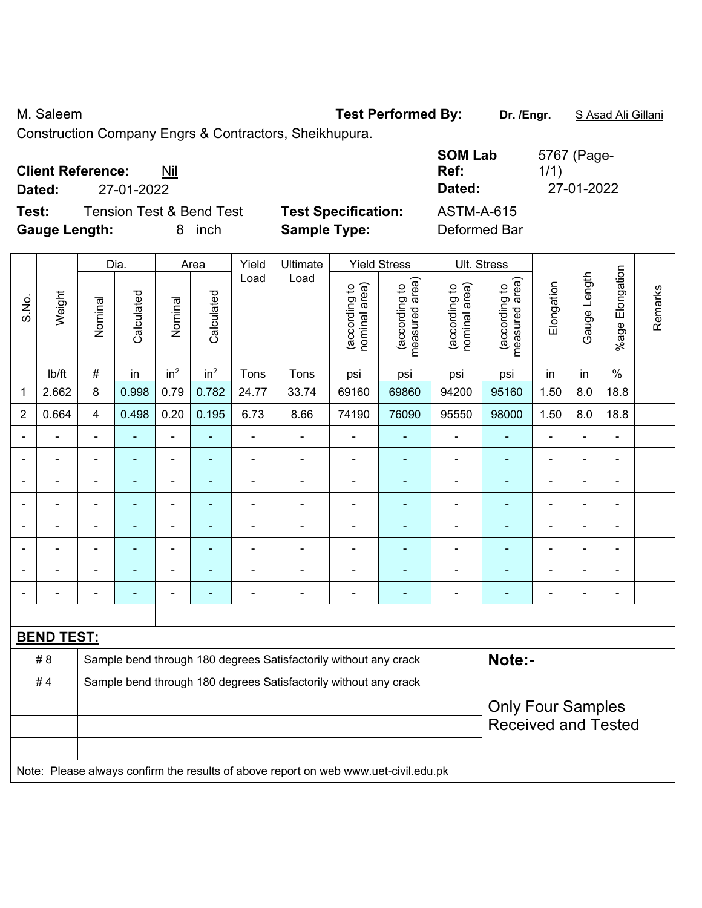M. Saleem

**Test Performed By:** **Dr. /Engr.** S Asad Ali Gillani

Construction Company Engrs & Contractors, Sheikhupura.

**Client Reference:** Nil

**Dated:** 27-01-2022

**SOM Lab Ref:** 5767 (Page- 1/1)

**Dated:** 27-01-2022

**Test:** Tension Test & Bend Test

**Test Specification:** ASTM-A-615

**Gauge Length:** 8 inch

**Sample Type:** Deformed Bar

| S.No. | Weight | Dia. | | Area | | Yield Load | Ultimate Load | Yield Stress | | Ult. Stress | | Elongation | Gauge Length | %age Elongation | Remarks |
|---|---|---|---|---|---|---|---|---|---|---|---|---|---|---|---|
| | | Nominal | Calculated | Nominal | Calculated | | | (according to nominal area) | (according to measured area) | (according to nominal area) | (according to measured area) | | | | |
| | lb/ft | # | in | $in^2$ | $in^2$ | Tons | Tons | psi | psi | psi | psi | in | in | % | |
| 1 | 2.662 | 8 | 0.998 | 0.79 | 0.782 | 24.77 | 33.74 | 69160 | 69860 | 94200 | 95160 | 1.50 | 8.0 | 18.8 | |
| 2 | 0.664 | 4 | 0.498 | 0.20 | 0.195 | 6.73 | 8.66 | 74190 | 76090 | 95550 | 98000 | 1.50 | 8.0 | 18.8 | |
| - | - | - | - | - | - | - | - | - | - | - | - | - | - | - | |
| - | - | - | - | - | - | - | - | - | - | - | - | - | - | - | |
| - | - | - | - | - | - | - | - | - | - | - | - | - | - | - | |
| - | - | - | - | - | - | - | - | - | - | - | - | - | - | - | |
| - | - | - | - | - | - | - | - | - | - | - | - | - | - | - | |
| - | - | - | - | - | - | - | - | - | - | - | - | - | - | - | |
| - | - | - | - | - | - | - | - | - | - | - | - | - | - | - | |
| - | - | - | - | - | - | - | - | - | - | - | - | - | - | - | |

**BEND TEST:**

| | | |
|---|---|---|
| # 8 | Sample bend through 180 degrees Satisfactorily without any crack | **Note:-** |
| # 4 | Sample bend through 180 degrees Satisfactorily without any crack | Only Four Samples Received and Tested |

Note: Please always confirm the results of above report on web www.uet-civil.edu.pk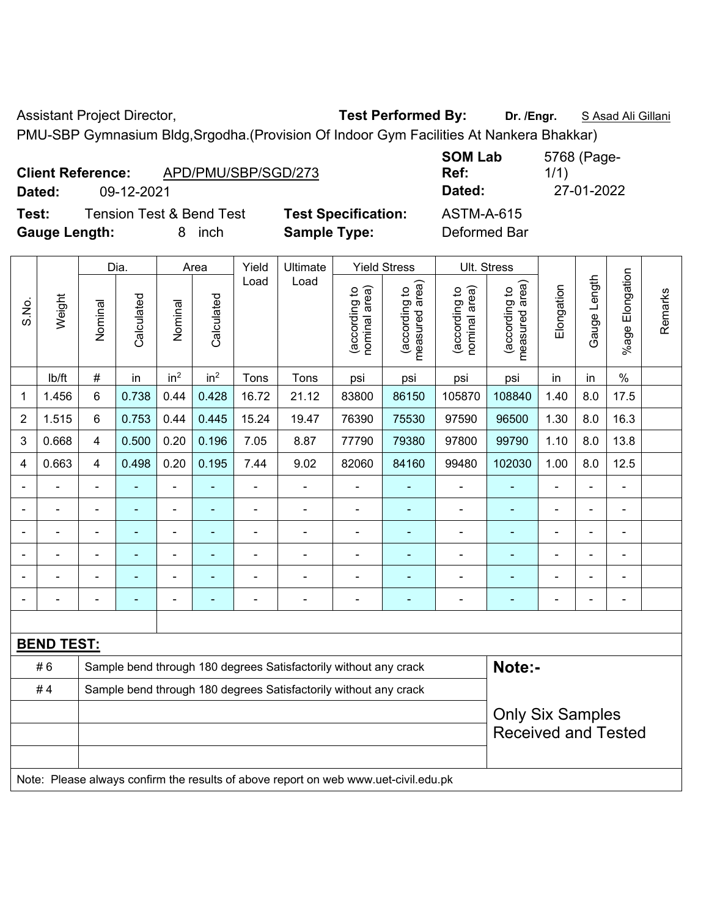Assistant Project Director, **Test Performed By:** **Dr. /Engr.** S Asad Ali Gillani

PMU-SBP Gymnasium Bldg,Srgodha.(Provision Of Indoor Gym Facilities At Nankera Bhakkar)

**Client Reference:** APD/PMU/SBP/SGD/273 **SOM Lab Ref:** 5768 (Page-1/1)

**Dated:** 09-12-2021 **Dated:** 27-01-2022

**Test:** Tension Test & Bend Test **Test Specification:** ASTM-A-615

**Gauge Length:** 8 inch **Sample Type:** Deformed Bar

| S.No. | Weight | Dia. | | Area | | Yield Load | Ultimate Load | Yield Stress | | Ult. Stress | | Elongation | Gauge Length | %age Elongation | Remarks |
|---|---|---|---|---|---|---|---|---|---|---|---|---|---|---|---|
| | | Nominal | Calculated | Nominal | Calculated | | | (according to nominal area) | (according to measured area) | (according to nominal area) | (according to measured area) | | | | |
| | lb/ft | # | in | $in^2$ | $in^2$ | Tons | Tons | psi | psi | psi | psi | in | in | % | |
| 1 | 1.456 | 6 | 0.738 | 0.44 | 0.428 | 16.72 | 21.12 | 83800 | 86150 | 105870 | 108840 | 1.40 | 8.0 | 17.5 | |
| 2 | 1.515 | 6 | 0.753 | 0.44 | 0.445 | 15.24 | 19.47 | 76390 | 75530 | 97590 | 96500 | 1.30 | 8.0 | 16.3 | |
| 3 | 0.668 | 4 | 0.500 | 0.20 | 0.196 | 7.05 | 8.87 | 77790 | 79380 | 97800 | 99790 | 1.10 | 8.0 | 13.8 | |
| 4 | 0.663 | 4 | 0.498 | 0.20 | 0.195 | 7.44 | 9.02 | 82060 | 84160 | 99480 | 102030 | 1.00 | 8.0 | 12.5 | |
| - | - | - | - | - | - | - | - | - | - | - | - | - | - | - | |
| - | - | - | - | - | - | - | - | - | - | - | - | - | - | - | |
| - | - | - | - | - | - | - | - | - | - | - | - | - | - | - | |
| - | - | - | - | - | - | - | - | - | - | - | - | - | - | - | |
| - | - | - | - | - | - | - | - | - | - | - | - | - | - | - | |
| - | - | - | - | - | - | - | - | - | - | - | - | - | - | - | |

**BEND TEST:**

| | | |
|---|---|---|
| # 6 | Sample bend through 180 degrees Satisfactorily without any crack | **Note:-** |
| # 4 | Sample bend through 180 degrees Satisfactorily without any crack | Only Six Samples Received and Tested |

Note: Please always confirm the results of above report on web www.uet-civil.edu.pk